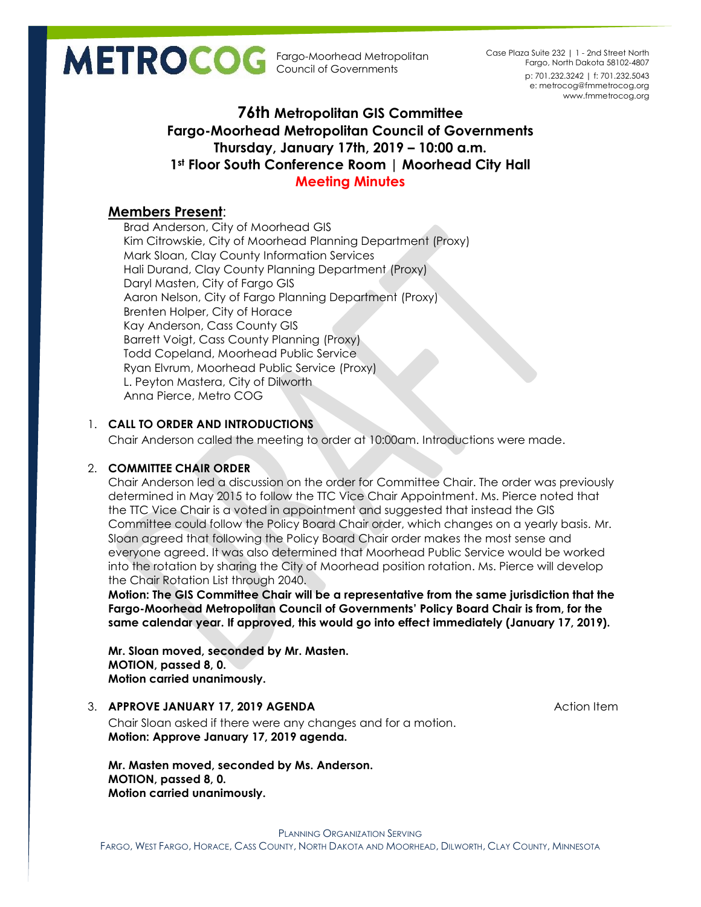**METROCOG** Fargo-Moorhead Metropolitan Council of Governments

Case Plaza Suite 232 | 1 - 2nd Street North
Fargo, North Dakota 58102-4807
p: 701.232.3242 | f: 701.232.5043
e: metrocog@fmmetrocog.org
www.fmmetrocog.org

# 76th Metropolitan GIS Committee
## Fargo-Moorhead Metropolitan Council of Governments
## Thursday, January 17th, 2019 – 10:00 a.m.
## 1st Floor South Conference Room | Moorhead City Hall
## Meeting Minutes

### Members Present:

Brad Anderson, City of Moorhead GIS
Kim Citrowskie, City of Moorhead Planning Department (Proxy)
Mark Sloan, Clay County Information Services
Hali Durand, Clay County Planning Department (Proxy)
Daryl Masten, City of Fargo GIS
Aaron Nelson, City of Fargo Planning Department (Proxy)
Brenten Holper, City of Horace
Kay Anderson, Cass County GIS
Barrett Voigt, Cass County Planning (Proxy)
Todd Copeland, Moorhead Public Service
Ryan Elvrum, Moorhead Public Service (Proxy)
L. Peyton Mastera, City of Dilworth
Anna Pierce, Metro COG

1. **CALL TO ORDER AND INTRODUCTIONS**

   Chair Anderson called the meeting to order at 10:00am. Introductions were made.

2. **COMMITTEE CHAIR ORDER**

   Chair Anderson led a discussion on the order for Committee Chair. The order was previously determined in May 2015 to follow the TTC Vice Chair Appointment. Ms. Pierce noted that the TTC Vice Chair is a voted in appointment and suggested that instead the GIS Committee could follow the Policy Board Chair order, which changes on a yearly basis. Mr. Sloan agreed that following the Policy Board Chair order makes the most sense and everyone agreed. It was also determined that Moorhead Public Service would be worked into the rotation by sharing the City of Moorhead position rotation. Ms. Pierce will develop the Chair Rotation List through 2040.

   **Motion: The GIS Committee Chair will be a representative from the same jurisdiction that the Fargo-Moorhead Metropolitan Council of Governments' Policy Board Chair is from, for the same calendar year. If approved, this would go into effect immediately (January 17, 2019).**

   **Mr. Sloan moved, seconded by Mr. Masten.**
   **MOTION, passed 8, 0.**
   **Motion carried unanimously.**

3. **APPROVE JANUARY 17, 2019 AGENDA** — Action Item

   Chair Sloan asked if there were any changes and for a motion.
   **Motion: Approve January 17, 2019 agenda.**

   **Mr. Masten moved, seconded by Ms. Anderson.**
   **MOTION, passed 8, 0.**
   **Motion carried unanimously.**

PLANNING ORGANIZATION SERVING
FARGO, WEST FARGO, HORACE, CASS COUNTY, NORTH DAKOTA AND MOORHEAD, DILWORTH, CLAY COUNTY, MINNESOTA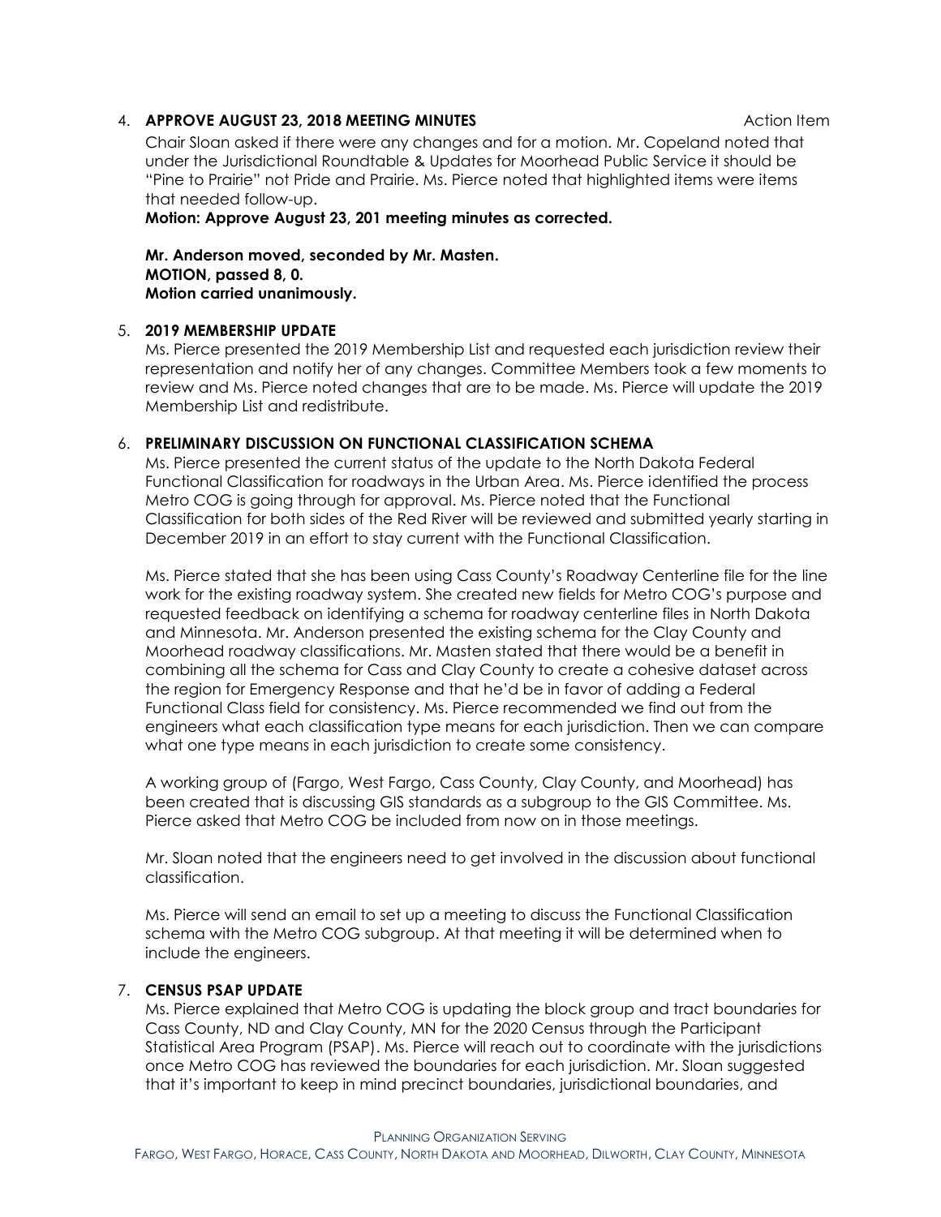4. **APPROVE AUGUST 23, 2018 MEETING MINUTES** Action Item

Chair Sloan asked if there were any changes and for a motion. Mr. Copeland noted that under the Jurisdictional Roundtable & Updates for Moorhead Public Service it should be "Pine to Prairie" not Pride and Prairie. Ms. Pierce noted that highlighted items were items that needed follow-up.

**Motion: Approve August 23, 201 meeting minutes as corrected.**

**Mr. Anderson moved, seconded by Mr. Masten.**
**MOTION, passed 8, 0.**
**Motion carried unanimously.**

5. **2019 MEMBERSHIP UPDATE**

Ms. Pierce presented the 2019 Membership List and requested each jurisdiction review their representation and notify her of any changes. Committee Members took a few moments to review and Ms. Pierce noted changes that are to be made. Ms. Pierce will update the 2019 Membership List and redistribute.

6. **PRELIMINARY DISCUSSION ON FUNCTIONAL CLASSIFICATION SCHEMA**

Ms. Pierce presented the current status of the update to the North Dakota Federal Functional Classification for roadways in the Urban Area. Ms. Pierce identified the process Metro COG is going through for approval. Ms. Pierce noted that the Functional Classification for both sides of the Red River will be reviewed and submitted yearly starting in December 2019 in an effort to stay current with the Functional Classification.

Ms. Pierce stated that she has been using Cass County's Roadway Centerline file for the line work for the existing roadway system. She created new fields for Metro COG's purpose and requested feedback on identifying a schema for roadway centerline files in North Dakota and Minnesota. Mr. Anderson presented the existing schema for the Clay County and Moorhead roadway classifications. Mr. Masten stated that there would be a benefit in combining all the schema for Cass and Clay County to create a cohesive dataset across the region for Emergency Response and that he'd be in favor of adding a Federal Functional Class field for consistency. Ms. Pierce recommended we find out from the engineers what each classification type means for each jurisdiction. Then we can compare what one type means in each jurisdiction to create some consistency.

A working group of (Fargo, West Fargo, Cass County, Clay County, and Moorhead) has been created that is discussing GIS standards as a subgroup to the GIS Committee. Ms. Pierce asked that Metro COG be included from now on in those meetings.

Mr. Sloan noted that the engineers need to get involved in the discussion about functional classification.

Ms. Pierce will send an email to set up a meeting to discuss the Functional Classification schema with the Metro COG subgroup. At that meeting it will be determined when to include the engineers.

7. **CENSUS PSAP UPDATE**

Ms. Pierce explained that Metro COG is updating the block group and tract boundaries for Cass County, ND and Clay County, MN for the 2020 Census through the Participant Statistical Area Program (PSAP). Ms. Pierce will reach out to coordinate with the jurisdictions once Metro COG has reviewed the boundaries for each jurisdiction. Mr. Sloan suggested that it's important to keep in mind precinct boundaries, jurisdictional boundaries, and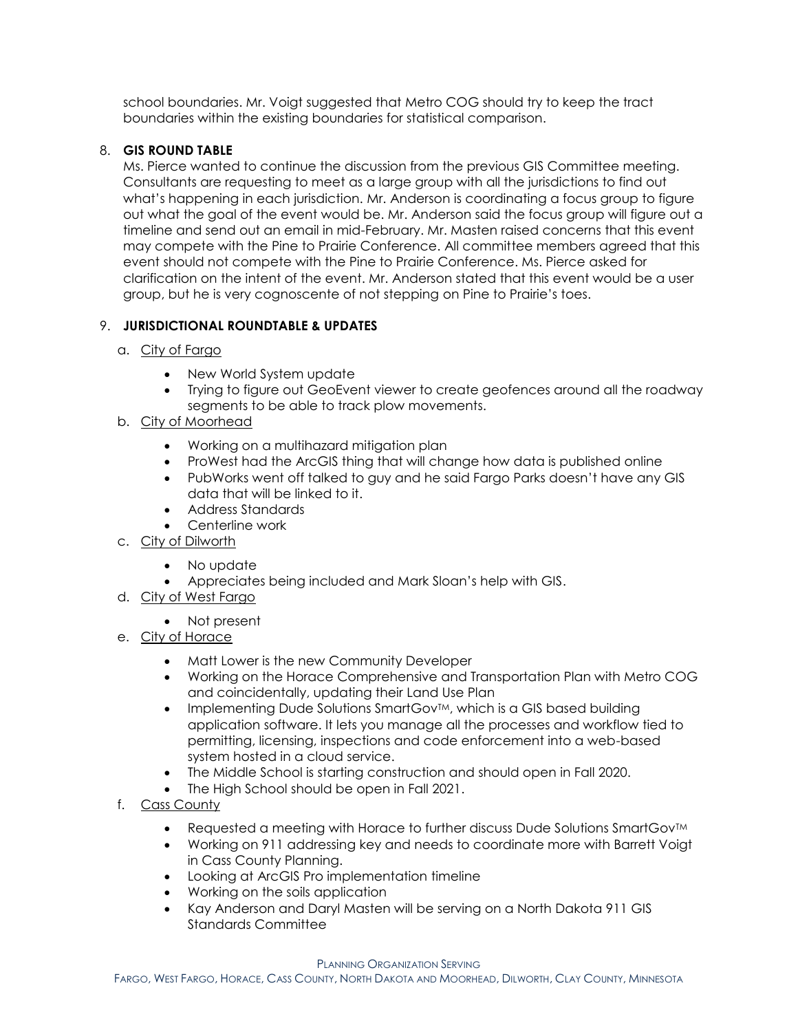school boundaries. Mr. Voigt suggested that Metro COG should try to keep the tract boundaries within the existing boundaries for statistical comparison.

8. **GIS ROUND TABLE**

   Ms. Pierce wanted to continue the discussion from the previous GIS Committee meeting. Consultants are requesting to meet as a large group with all the jurisdictions to find out what's happening in each jurisdiction. Mr. Anderson is coordinating a focus group to figure out what the goal of the event would be. Mr. Anderson said the focus group will figure out a timeline and send out an email in mid-February. Mr. Masten raised concerns that this event may compete with the Pine to Prairie Conference. All committee members agreed that this event should not compete with the Pine to Prairie Conference. Ms. Pierce asked for clarification on the intent of the event. Mr. Anderson stated that this event would be a user group, but he is very cognoscente of not stepping on Pine to Prairie's toes.

9. **JURISDICTIONAL ROUNDTABLE & UPDATES**

   a. City of Fargo
      - New World System update
      - Trying to figure out GeoEvent viewer to create geofences around all the roadway segments to be able to track plow movements.

   b. City of Moorhead
      - Working on a multihazard mitigation plan
      - ProWest had the ArcGIS thing that will change how data is published online
      - PubWorks went off talked to guy and he said Fargo Parks doesn't have any GIS data that will be linked to it.
      - Address Standards
      - Centerline work

   c. City of Dilworth
      - No update
      - Appreciates being included and Mark Sloan's help with GIS.

   d. City of West Fargo
      - Not present

   e. City of Horace
      - Matt Lower is the new Community Developer
      - Working on the Horace Comprehensive and Transportation Plan with Metro COG and coincidentally, updating their Land Use Plan
      - Implementing Dude Solutions SmartGov™, which is a GIS based building application software. It lets you manage all the processes and workflow tied to permitting, licensing, inspections and code enforcement into a web-based system hosted in a cloud service.
      - The Middle School is starting construction and should open in Fall 2020.
      - The High School should be open in Fall 2021.

   f. Cass County
      - Requested a meeting with Horace to further discuss Dude Solutions SmartGov™
      - Working on 911 addressing key and needs to coordinate more with Barrett Voigt in Cass County Planning.
      - Looking at ArcGIS Pro implementation timeline
      - Working on the soils application
      - Kay Anderson and Daryl Masten will be serving on a North Dakota 911 GIS Standards Committee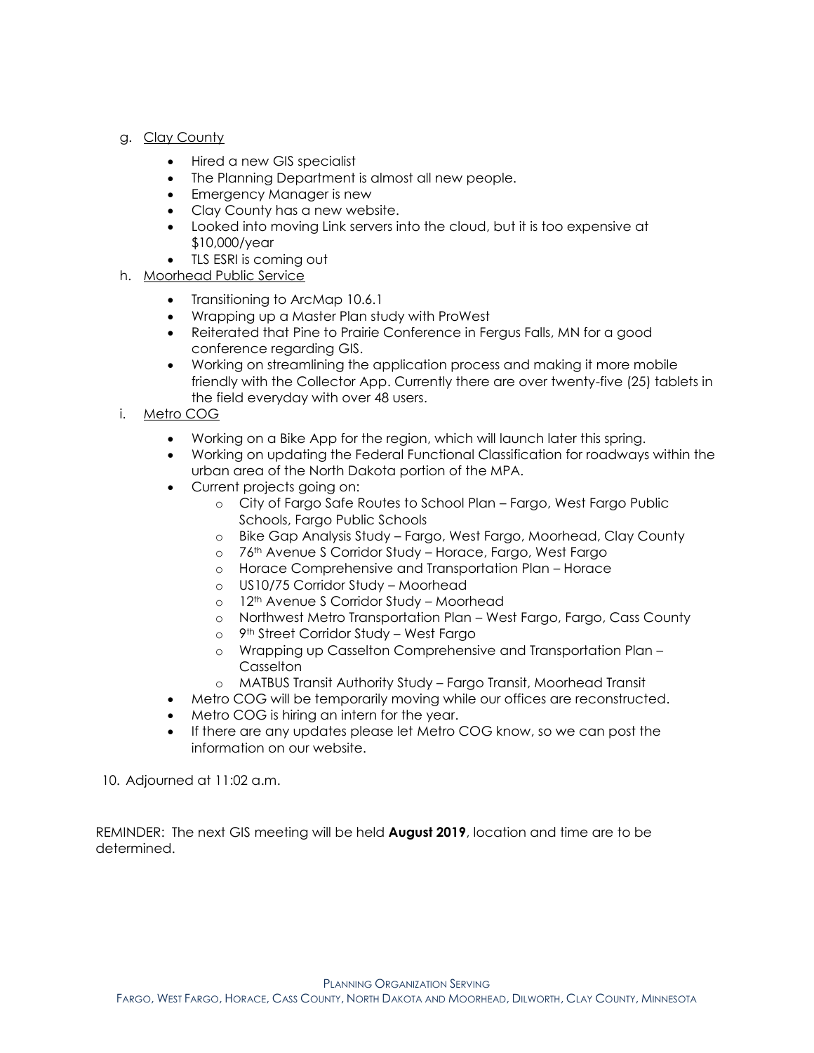g. <u>Clay County</u>

- Hired a new GIS specialist
- The Planning Department is almost all new people.
- Emergency Manager is new
- Clay County has a new website.
- Looked into moving Link servers into the cloud, but it is too expensive at $10,000/year
- TLS ESRI is coming out

h. <u>Moorhead Public Service</u>

- Transitioning to ArcMap 10.6.1
- Wrapping up a Master Plan study with ProWest
- Reiterated that Pine to Prairie Conference in Fergus Falls, MN for a good conference regarding GIS.
- Working on streamlining the application process and making it more mobile friendly with the Collector App. Currently there are over twenty-five (25) tablets in the field everyday with over 48 users.

i. <u>Metro COG</u>

- Working on a Bike App for the region, which will launch later this spring.
- Working on updating the Federal Functional Classification for roadways within the urban area of the North Dakota portion of the MPA.
- Current projects going on:
  - City of Fargo Safe Routes to School Plan – Fargo, West Fargo Public Schools, Fargo Public Schools
  - Bike Gap Analysis Study – Fargo, West Fargo, Moorhead, Clay County
  - 76th Avenue S Corridor Study – Horace, Fargo, West Fargo
  - Horace Comprehensive and Transportation Plan – Horace
  - US10/75 Corridor Study – Moorhead
  - 12th Avenue S Corridor Study – Moorhead
  - Northwest Metro Transportation Plan – West Fargo, Fargo, Cass County
  - 9th Street Corridor Study – West Fargo
  - Wrapping up Casselton Comprehensive and Transportation Plan – Casselton
  - MATBUS Transit Authority Study – Fargo Transit, Moorhead Transit
- Metro COG will be temporarily moving while our offices are reconstructed.
- Metro COG is hiring an intern for the year.
- If there are any updates please let Metro COG know, so we can post the information on our website.

10. Adjourned at 11:02 a.m.

REMINDER: The next GIS meeting will be held **August 2019**, location and time are to be determined.